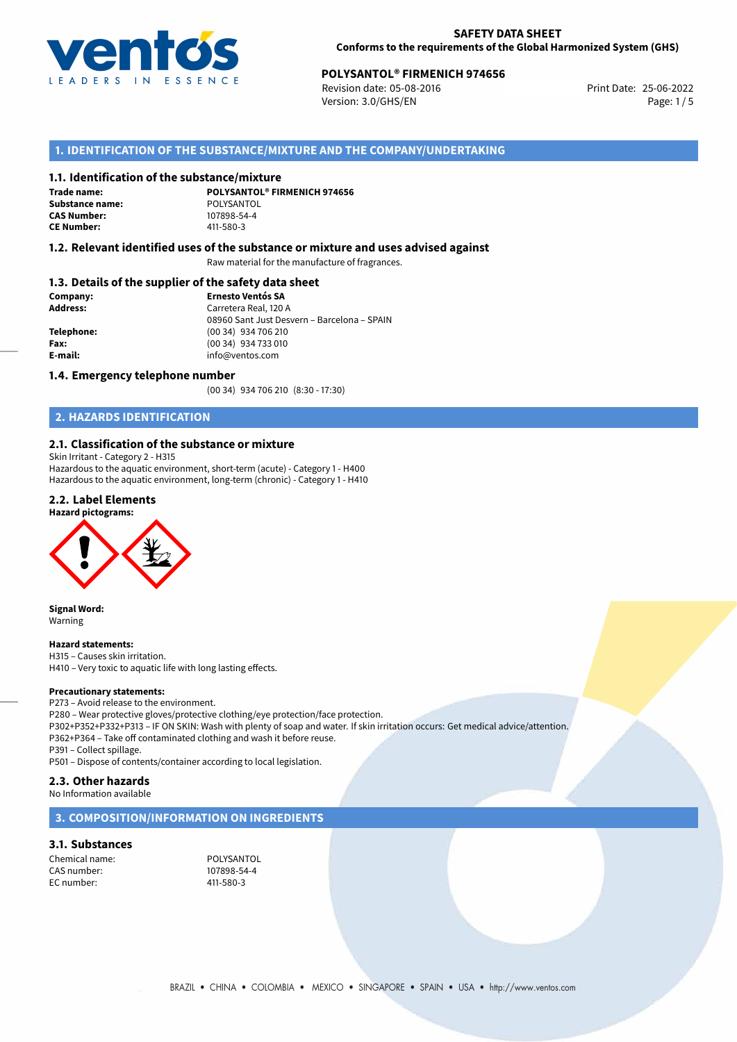**SAFETY DATA SHEET**
**Conforms to the requirements of the Global Harmonized System (GHS)**

**POLYSANTOL® FIRMENICH 974656**
Revision date: 05-08-2016
Version: 3.0/GHS/EN
Print Date: 25-06-2022

## 1. IDENTIFICATION OF THE SUBSTANCE/MIXTURE AND THE COMPANY/UNDERTAKING

### 1.1. Identification of the substance/mixture

**Trade name:** **POLYSANTOL® FIRMENICH 974656**
**Substance name:** POLYSANTOL
**CAS Number:** 107898-54-4
**CE Number:** 411-580-3

### 1.2. Relevant identified uses of the substance or mixture and uses advised against

Raw material for the manufacture of fragrances.

### 1.3. Details of the supplier of the safety data sheet

**Company:** **Ernesto Ventós SA**
**Address:** Carretera Real, 120 A
08960 Sant Just Desvern – Barcelona – SPAIN
**Telephone:** (00 34) 934 706 210
**Fax:** (00 34) 934 733 010
**E-mail:** info@ventos.com

### 1.4. Emergency telephone number

(00 34) 934 706 210 (8:30 - 17:30)

## 2. HAZARDS IDENTIFICATION

### 2.1. Classification of the substance or mixture

Skin Irritant - Category 2 - H315
Hazardous to the aquatic environment, short-term (acute) - Category 1 - H400
Hazardous to the aquatic environment, long-term (chronic) - Category 1 - H410

### 2.2. Label Elements

**Hazard pictograms:**

**Signal Word:**
Warning

**Hazard statements:**
H315 – Causes skin irritation.
H410 – Very toxic to aquatic life with long lasting effects.

**Precautionary statements:**
P273 – Avoid release to the environment.
P280 – Wear protective gloves/protective clothing/eye protection/face protection.
P302+P352+P332+P313 – IF ON SKIN: Wash with plenty of soap and water. If skin irritation occurs: Get medical advice/attention.
P362+P364 – Take off contaminated clothing and wash it before reuse.
P391 – Collect spillage.
P501 – Dispose of contents/container according to local legislation.

### 2.3. Other hazards

No Information available

## 3. COMPOSITION/INFORMATION ON INGREDIENTS

### 3.1. Substances

Chemical name: POLYSANTOL
CAS number: 107898-54-4
EC number: 411-580-3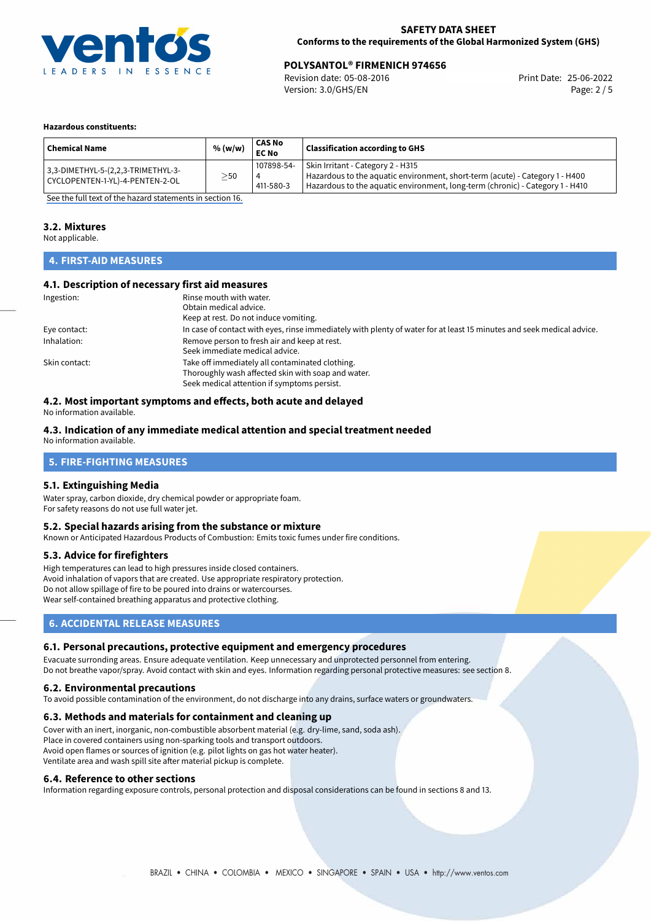**Hazardous constituents:**

| Chemical Name | % (w/w) | CAS No EC No | Classification according to GHS |
|---|---|---|---|
| 3,3-DIMETHYL-5-(2,2,3-TRIMETHYL-3-CYCLOPENTEN-1-YL)-4-PENTEN-2-OL | ≥50 | 107898-54-4 411-580-3 | Skin Irritant - Category 2 - H315 Hazardous to the aquatic environment, short-term (acute) - Category 1 - H400 Hazardous to the aquatic environment, long-term (chronic) - Category 1 - H410 |

See the full text of the hazard statements in section 16.

### 3.2. Mixtures

Not applicable.

## 4. FIRST-AID MEASURES

### 4.1. Description of necessary first aid measures

Ingestion: Rinse mouth with water.
Obtain medical advice.
Keep at rest. Do not induce vomiting.

Eye contact: In case of contact with eyes, rinse immediately with plenty of water for at least 15 minutes and seek medical advice.

Inhalation: Remove person to fresh air and keep at rest.
Seek immediate medical advice.

Skin contact: Take off immediately all contaminated clothing.
Thoroughly wash affected skin with soap and water.
Seek medical attention if symptoms persist.

### 4.2. Most important symptoms and effects, both acute and delayed

No information available.

### 4.3. Indication of any immediate medical attention and special treatment needed

No information available.

## 5. FIRE-FIGHTING MEASURES

### 5.1. Extinguishing Media

Water spray, carbon dioxide, dry chemical powder or appropriate foam.
For safety reasons do not use full water jet.

### 5.2. Special hazards arising from the substance or mixture

Known or Anticipated Hazardous Products of Combustion: Emits toxic fumes under fire conditions.

### 5.3. Advice for firefighters

High temperatures can lead to high pressures inside closed containers.
Avoid inhalation of vapors that are created. Use appropriate respiratory protection.
Do not allow spillage of fire to be poured into drains or watercourses.
Wear self-contained breathing apparatus and protective clothing.

## 6. ACCIDENTAL RELEASE MEASURES

### 6.1. Personal precautions, protective equipment and emergency procedures

Evacuate surronding areas. Ensure adequate ventilation. Keep unnecessary and unprotected personnel from entering.
Do not breathe vapor/spray. Avoid contact with skin and eyes. Information regarding personal protective measures: see section 8.

### 6.2. Environmental precautions

To avoid possible contamination of the environment, do not discharge into any drains, surface waters or groundwaters.

### 6.3. Methods and materials for containment and cleaning up

Cover with an inert, inorganic, non-combustible absorbent material (e.g. dry-lime, sand, soda ash).
Place in covered containers using non-sparking tools and transport outdoors.
Avoid open flames or sources of ignition (e.g. pilot lights on gas hot water heater).
Ventilate area and wash spill site after material pickup is complete.

### 6.4. Reference to other sections

Information regarding exposure controls, personal protection and disposal considerations can be found in sections 8 and 13.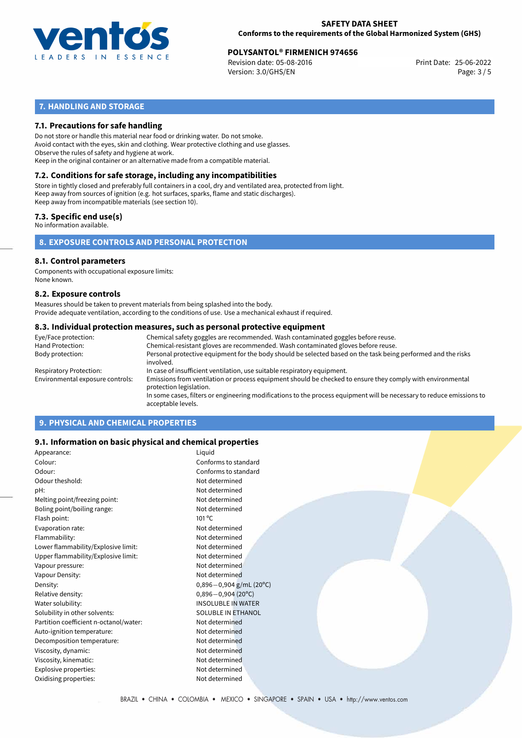## 7. HANDLING AND STORAGE

### 7.1. Precautions for safe handling

Do not store or handle this material near food or drinking water. Do not smoke.
Avoid contact with the eyes, skin and clothing. Wear protective clothing and use glasses.
Observe the rules of safety and hygiene at work.
Keep in the original container or an alternative made from a compatible material.

### 7.2. Conditions for safe storage, including any incompatibilities

Store in tightly closed and preferably full containers in a cool, dry and ventilated area, protected from light.
Keep away from sources of ignition (e.g. hot surfaces, sparks, flame and static discharges).
Keep away from incompatible materials (see section 10).

### 7.3. Specific end use(s)

No information available.

## 8. EXPOSURE CONTROLS AND PERSONAL PROTECTION

### 8.1. Control parameters

Components with occupational exposure limits:
None known.

### 8.2. Exposure controls

Measures should be taken to prevent materials from being splashed into the body.
Provide adequate ventilation, according to the conditions of use. Use a mechanical exhaust if required.

### 8.3. Individual protection measures, such as personal protective equipment

| | |
|---|---|
| Eye/Face protection: | Chemical safety goggles are recommended. Wash contaminated goggles before reuse. |
| Hand Protection: | Chemical-resistant gloves are recommended. Wash contaminated gloves before reuse. |
| Body protection: | Personal protective equipment for the body should be selected based on the task being performed and the risks involved. |
| Respiratory Protection: | In case of insufficient ventilation, use suitable respiratory equipment. |
| Environmental exposure controls: | Emissions from ventilation or process equipment should be checked to ensure they comply with environmental protection legislation. In some cases, filters or engineering modifications to the process equipment will be necessary to reduce emissions to acceptable levels. |

## 9. PHYSICAL AND CHEMICAL PROPERTIES

### 9.1. Information on basic physical and chemical properties

| | |
|---|---|
| Appearance: | Liquid |
| Colour: | Conforms to standard |
| Odour: | Conforms to standard |
| Odour theshold: | Not determined |
| pH: | Not determined |
| Melting point/freezing point: | Not determined |
| Boling point/boiling range: | Not determined |
| Flash point: | 101 °C |
| Evaporation rate: | Not determined |
| Flammability: | Not determined |
| Lower flammability/Explosive limit: | Not determined |
| Upper flammability/Explosive limit: | Not determined |
| Vapour pressure: | Not determined |
| Vapour Density: | Not determined |
| Density: | 0,896−0,904 g/mL (20°C) |
| Relative density: | 0,896−0,904 (20°C) |
| Water solubility: | INSOLUBLE IN WATER |
| Solubility in other solvents: | SOLUBLE IN ETHANOL |
| Partition coefficient n-octanol/water: | Not determined |
| Auto-ignition temperature: | Not determined |
| Decomposition temperature: | Not determined |
| Viscosity, dynamic: | Not determined |
| Viscosity, kinematic: | Not determined |
| Explosive properties: | Not determined |
| Oxidising properties: | Not determined |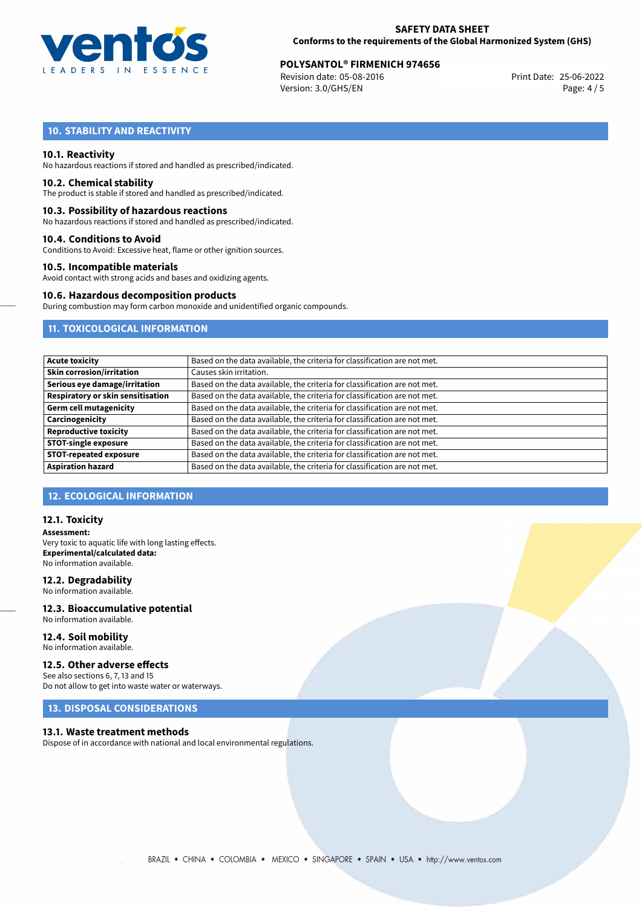## 10. STABILITY AND REACTIVITY

### 10.1. Reactivity

No hazardous reactions if stored and handled as prescribed/indicated.

### 10.2. Chemical stability

The product is stable if stored and handled as prescribed/indicated.

### 10.3. Possibility of hazardous reactions

No hazardous reactions if stored and handled as prescribed/indicated.

### 10.4. Conditions to Avoid

Conditions to Avoid: Excessive heat, flame or other ignition sources.

### 10.5. Incompatible materials

Avoid contact with strong acids and bases and oxidizing agents.

### 10.6. Hazardous decomposition products

During combustion may form carbon monoxide and unidentified organic compounds.

## 11. TOXICOLOGICAL INFORMATION

| | |
|---|---|
| **Acute toxicity** | Based on the data available, the criteria for classification are not met. |
| **Skin corrosion/irritation** | Causes skin irritation. |
| **Serious eye damage/irritation** | Based on the data available, the criteria for classification are not met. |
| **Respiratory or skin sensitisation** | Based on the data available, the criteria for classification are not met. |
| **Germ cell mutagenicity** | Based on the data available, the criteria for classification are not met. |
| **Carcinogenicity** | Based on the data available, the criteria for classification are not met. |
| **Reproductive toxicity** | Based on the data available, the criteria for classification are not met. |
| **STOT-single exposure** | Based on the data available, the criteria for classification are not met. |
| **STOT-repeated exposure** | Based on the data available, the criteria for classification are not met. |
| **Aspiration hazard** | Based on the data available, the criteria for classification are not met. |

## 12. ECOLOGICAL INFORMATION

### 12.1. Toxicity

**Assessment:**
Very toxic to aquatic life with long lasting effects.
**Experimental/calculated data:**
No information available.

### 12.2. Degradability

No information available.

### 12.3. Bioaccumulative potential

No information available.

### 12.4. Soil mobility

No information available.

### 12.5. Other adverse effects

See also sections 6, 7, 13 and 15
Do not allow to get into waste water or waterways.

## 13. DISPOSAL CONSIDERATIONS

### 13.1. Waste treatment methods

Dispose of in accordance with national and local environmental regulations.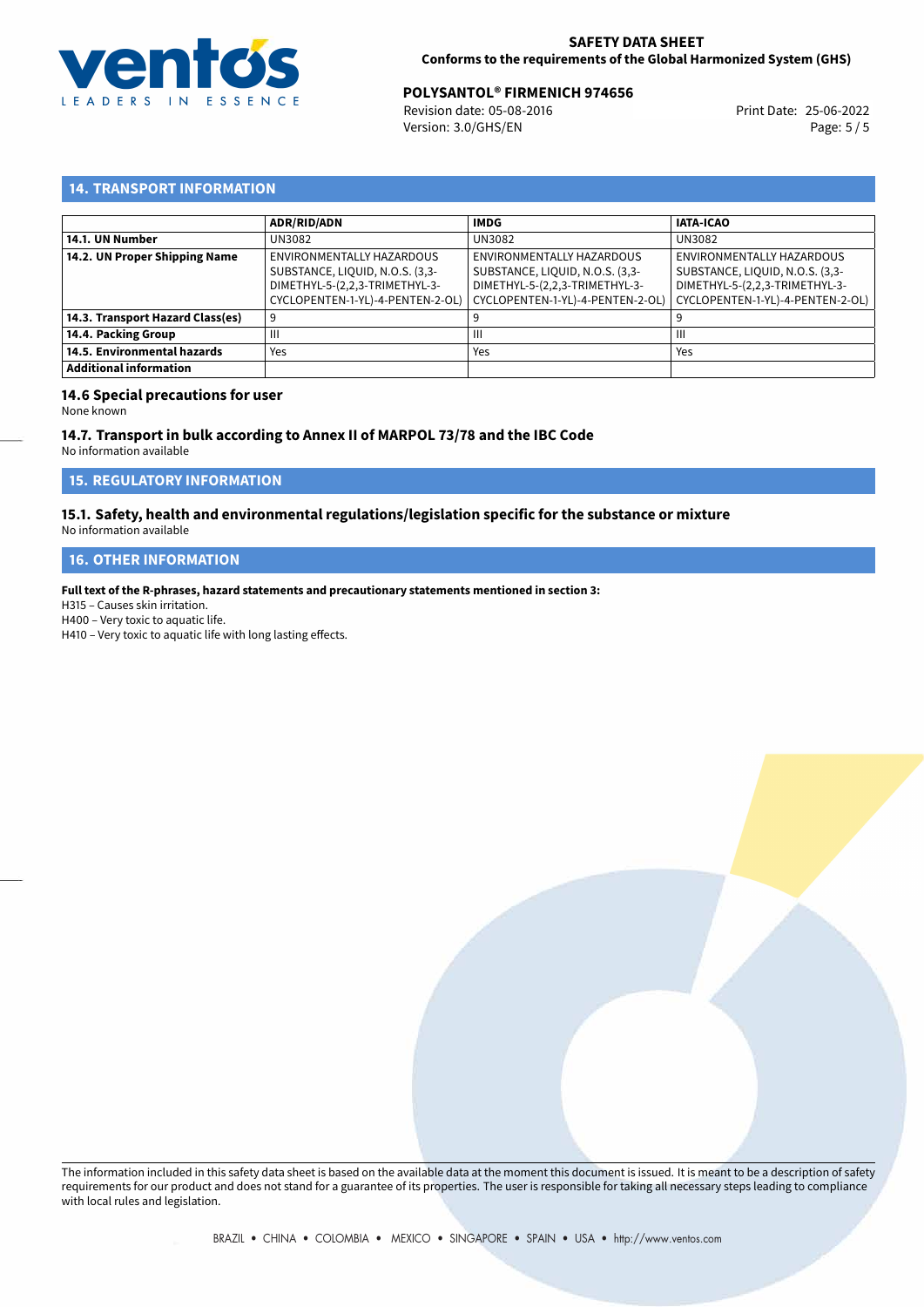## 14. TRANSPORT INFORMATION

| | ADR/RID/ADN | IMDG | IATA-ICAO |
|---|---|---|---|
| **14.1. UN Number** | UN3082 | UN3082 | UN3082 |
| **14.2. UN Proper Shipping Name** | ENVIRONMENTALLY HAZARDOUS SUBSTANCE, LIQUID, N.O.S. (3,3-DIMETHYL-5-(2,2,3-TRIMETHYL-3-CYCLOPENTEN-1-YL)-4-PENTEN-2-OL) | ENVIRONMENTALLY HAZARDOUS SUBSTANCE, LIQUID, N.O.S. (3,3-DIMETHYL-5-(2,2,3-TRIMETHYL-3-CYCLOPENTEN-1-YL)-4-PENTEN-2-OL) | ENVIRONMENTALLY HAZARDOUS SUBSTANCE, LIQUID, N.O.S. (3,3-DIMETHYL-5-(2,2,3-TRIMETHYL-3-CYCLOPENTEN-1-YL)-4-PENTEN-2-OL) |
| **14.3. Transport Hazard Class(es)** | 9 | 9 | 9 |
| **14.4. Packing Group** | III | III | III |
| **14.5. Environmental hazards** | Yes | Yes | Yes |
| **Additional information** | | | |

### 14.6 Special precautions for user

None known

### 14.7. Transport in bulk according to Annex II of MARPOL 73/78 and the IBC Code

No information available

## 15. REGULATORY INFORMATION

### 15.1. Safety, health and environmental regulations/legislation specific for the substance or mixture

No information available

## 16. OTHER INFORMATION

**Full text of the R-phrases, hazard statements and precautionary statements mentioned in section 3:**

H315 – Causes skin irritation.
H400 – Very toxic to aquatic life.
H410 – Very toxic to aquatic life with long lasting effects.

The information included in this safety data sheet is based on the available data at the moment this document is issued. It is meant to be a description of safety requirements for our product and does not stand for a guarantee of its properties. The user is responsible for taking all necessary steps leading to compliance with local rules and legislation.